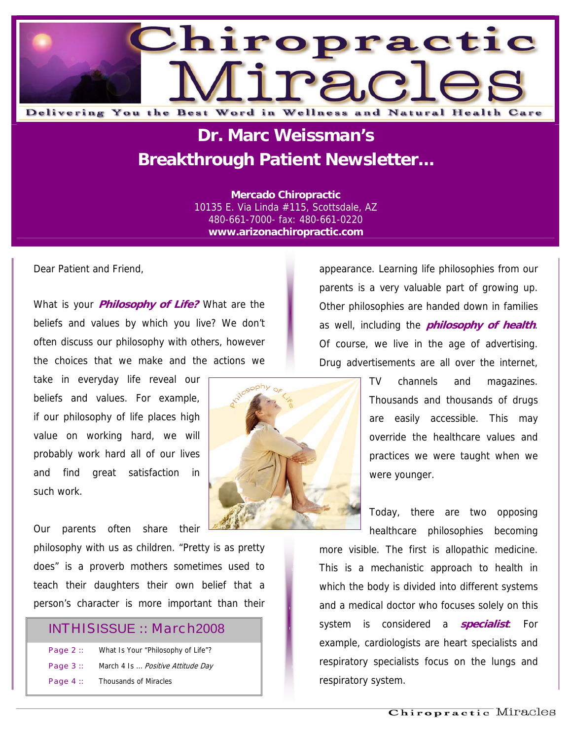# Chiropractic Miracles

Delivering You the Best Word in Wellness and Natural Health Care

## Dr. Marc Weissman's Breakthrough Patient Newsletter...

**Mercado Chiropractic**
10135 E. Via Linda #115, Scottsdale, AZ
480-661-7000- fax: 480-661-0220
**www.arizonachiropractic.com**

Dear Patient and Friend,

What is your ***Philosophy of Life?*** What are the beliefs and values by which you live? We don't often discuss our philosophy with others, however the choices that we make and the actions we take in everyday life reveal our beliefs and values. For example, if our philosophy of life places high value on working hard, we will probably work hard all of our lives and find great satisfaction in such work.

Our parents often share their philosophy with us as children. "Pretty is as pretty does" is a proverb mothers sometimes used to teach their daughters their own belief that a person's character is more important than their appearance. Learning life philosophies from our parents is a very valuable part of growing up. Other philosophies are handed down in families as well, including the ***philosophy of health***. Of course, we live in the age of advertising. Drug advertisements are all over the internet, TV channels and magazines. Thousands and thousands of drugs are easily accessible. This may override the healthcare values and practices we were taught when we were younger.

Today, there are two opposing healthcare philosophies becoming more visible. The first is allopathic medicine. This is a mechanistic approach to health in which the body is divided into different systems and a medical doctor who focuses solely on this system is considered a ***specialist***. For example, cardiologists are heart specialists and respiratory specialists focus on the lungs and respiratory system.

### IN THIS ISSUE :: March 2008

| | |
|---|---|
| Page 2 :: | What Is Your "Philosophy of Life"? |
| Page 3 :: | March 4 Is ... *Positive Attitude Day* |
| Page 4 :: | Thousands of Miracles |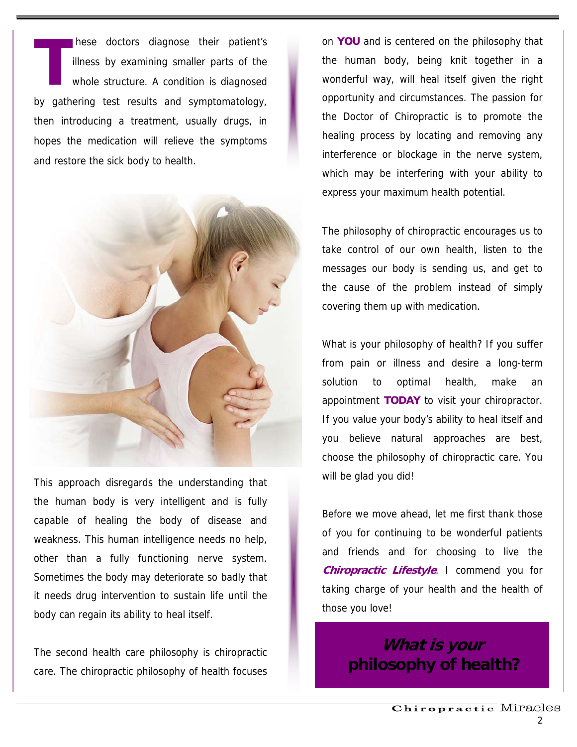These doctors diagnose their patient's illness by examining smaller parts of the whole structure. A condition is diagnosed by gathering test results and symptomatology, then introducing a treatment, usually drugs, in hopes the medication will relieve the symptoms and restore the sick body to health.

This approach disregards the understanding that the human body is very intelligent and is fully capable of healing the body of disease and weakness. This human intelligence needs no help, other than a fully functioning nerve system. Sometimes the body may deteriorate so badly that it needs drug intervention to sustain life until the body can regain its ability to heal itself.

The second health care philosophy is chiropractic care. The chiropractic philosophy of health focuses on **YOU** and is centered on the philosophy that the human body, being knit together in a wonderful way, will heal itself given the right opportunity and circumstances. The passion for the Doctor of Chiropractic is to promote the healing process by locating and removing any interference or blockage in the nerve system, which may be interfering with your ability to express your maximum health potential.

The philosophy of chiropractic encourages us to take control of our own health, listen to the messages our body is sending us, and get to the cause of the problem instead of simply covering them up with medication.

What is your philosophy of health? If you suffer from pain or illness and desire a long-term solution to optimal health, make an appointment **TODAY** to visit your chiropractor. If you value your body's ability to heal itself and you believe natural approaches are best, choose the philosophy of chiropractic care. You will be glad you did!

Before we move ahead, let me first thank those of you for continuing to be wonderful patients and friends and for choosing to live the ***Chiropractic Lifestyle***. I commend you for taking charge of your health and the health of those you love!

## ***What is your*** **philosophy of health?**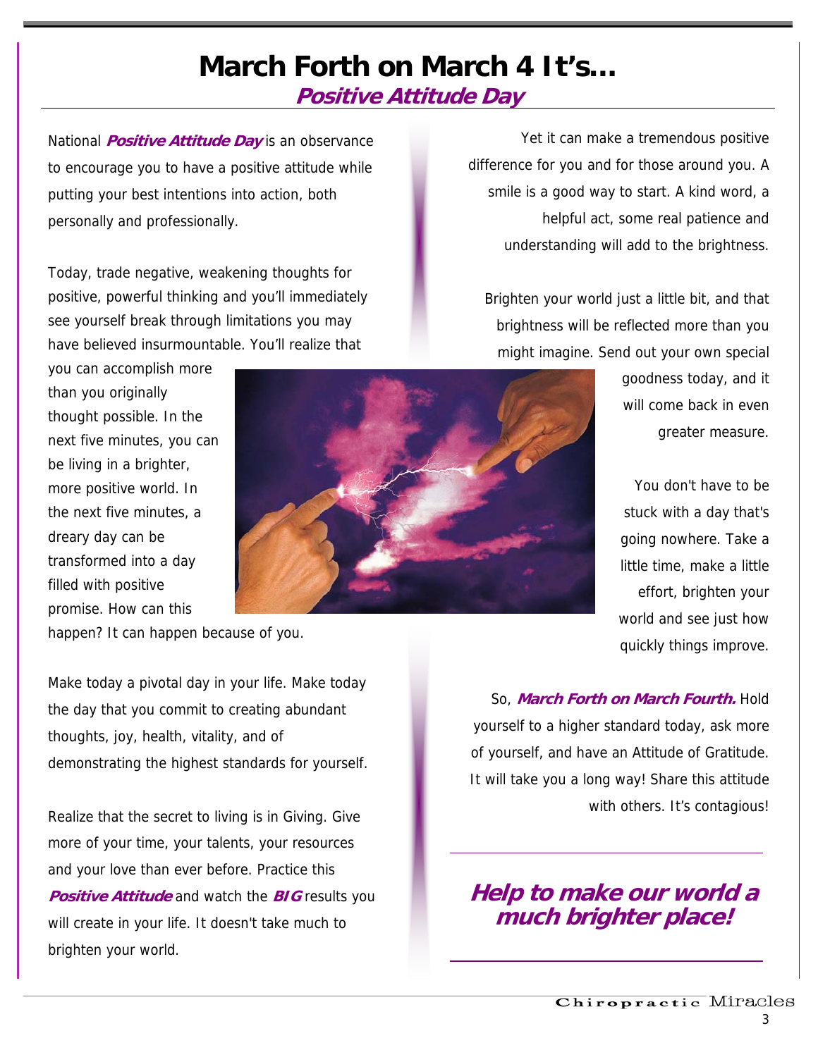# March Forth on March 4 It's…

## *Positive Attitude Day*

National ***Positive Attitude Day*** is an observance to encourage you to have a positive attitude while putting your best intentions into action, both personally and professionally.

Today, trade negative, weakening thoughts for positive, powerful thinking and you'll immediately see yourself break through limitations you may have believed insurmountable. You'll realize that you can accomplish more than you originally thought possible. In the next five minutes, you can be living in a brighter, more positive world. In the next five minutes, a dreary day can be transformed into a day filled with positive promise. How can this happen? It can happen because of you.

Make today a pivotal day in your life. Make today the day that you commit to creating abundant thoughts, joy, health, vitality, and of demonstrating the highest standards for yourself.

Realize that the secret to living is in Giving. Give more of your time, your talents, your resources and your love than ever before. Practice this ***Positive Attitude*** and watch the ***BIG*** results you will create in your life. It doesn't take much to brighten your world.

Yet it can make a tremendous positive difference for you and for those around you. A smile is a good way to start. A kind word, a helpful act, some real patience and understanding will add to the brightness.

Brighten your world just a little bit, and that brightness will be reflected more than you might imagine. Send out your own special goodness today, and it will come back in even greater measure.

You don't have to be stuck with a day that's going nowhere. Take a little time, make a little effort, brighten your world and see just how quickly things improve.

So, ***March Forth on March Fourth.*** Hold yourself to a higher standard today, ask more of yourself, and have an Attitude of Gratitude. It will take you a long way! Share this attitude with others. It's contagious!

***Help to make our world a much brighter place!***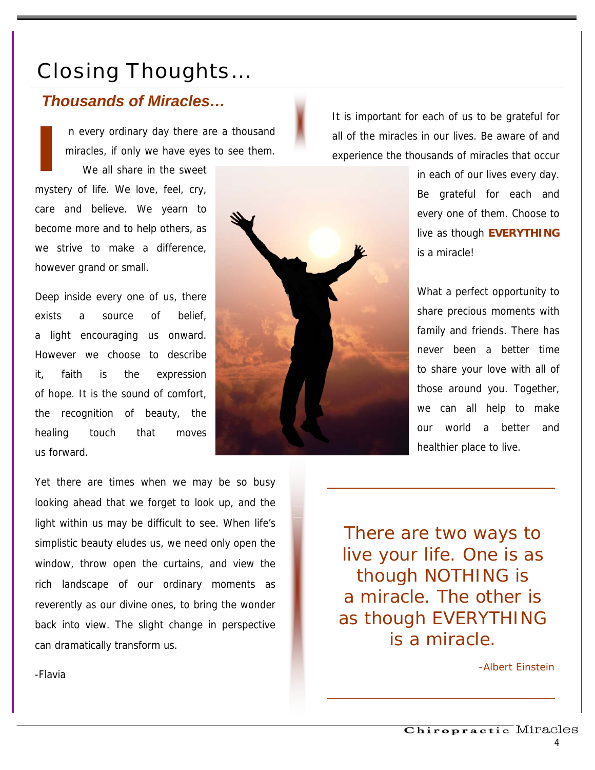# Closing Thoughts…

## *Thoughts of Miracles…*

In every ordinary day there are a thousand miracles, if only we have eyes to see them. We all share in the sweet mystery of life. We love, feel, cry, care and believe. We yearn to become more and to help others, as we strive to make a difference, however grand or small.

Deep inside every one of us, there exists a source of belief, a light encouraging us onward. However we choose to describe it, faith is the expression of hope. It is the sound of comfort, the recognition of beauty, the healing touch that moves us forward.

Yet there are times when we may be so busy looking ahead that we forget to look up, and the light within us may be difficult to see. When life's simplistic beauty eludes us, we need only open the window, throw open the curtains, and view the rich landscape of our ordinary moments as reverently as our divine ones, to bring the wonder back into view. The slight change in perspective can dramatically transform us.

-Flavia

It is important for each of us to be grateful for all of the miracles in our lives. Be aware of and experience the thousands of miracles that occur in each of our lives every day. Be grateful for each and every one of them. Choose to live as though **EVERYTHING** is a miracle!

What a perfect opportunity to share precious moments with family and friends. There has never been a better time to share your love with all of those around you. Together, we can all help to make our world a better and healthier place to live.

> There are two ways to live your life. One is as though NOTHING is a miracle. The other is as though EVERYTHING is a miracle.
>
> -Albert Einstein